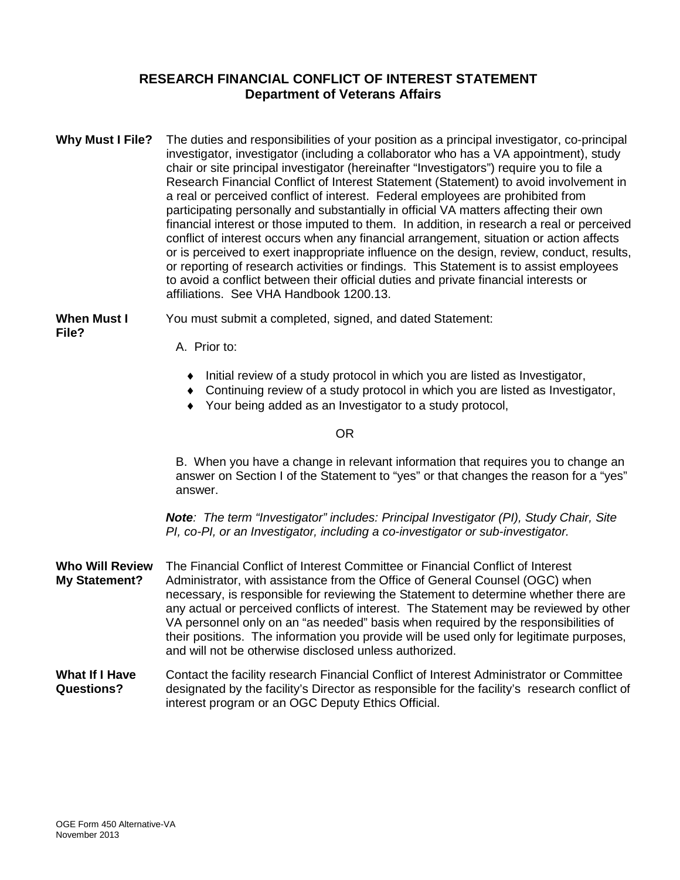# RESEARCH FINANCIAL CONFLICT OF INTEREST STATEMENT
## Department of Veterans Affairs

**Why Must I File?** The duties and responsibilities of your position as a principal investigator, co-principal investigator, investigator (including a collaborator who has a VA appointment), study chair or site principal investigator (hereinafter "Investigators") require you to file a Research Financial Conflict of Interest Statement (Statement) to avoid involvement in a real or perceived conflict of interest. Federal employees are prohibited from participating personally and substantially in official VA matters affecting their own financial interest or those imputed to them. In addition, in research a real or perceived conflict of interest occurs when any financial arrangement, situation or action affects or is perceived to exert inappropriate influence on the design, review, conduct, results, or reporting of research activities or findings. This Statement is to assist employees to avoid a conflict between their official duties and private financial interests or affiliations. See VHA Handbook 1200.13.

**When Must I File?** You must submit a completed, signed, and dated Statement:

A. Prior to:

- Initial review of a study protocol in which you are listed as Investigator,
- Continuing review of a study protocol in which you are listed as Investigator,
- Your being added as an Investigator to a study protocol,

OR

B. When you have a change in relevant information that requires you to change an answer on Section I of the Statement to "yes" or that changes the reason for a "yes" answer.

***Note**: The term "Investigator" includes: Principal Investigator (PI), Study Chair, Site PI, co-PI, or an Investigator, including a co-investigator or sub-investigator.*

**Who Will Review My Statement?** The Financial Conflict of Interest Committee or Financial Conflict of Interest Administrator, with assistance from the Office of General Counsel (OGC) when necessary, is responsible for reviewing the Statement to determine whether there are any actual or perceived conflicts of interest. The Statement may be reviewed by other VA personnel only on an "as needed" basis when required by the responsibilities of their positions. The information you provide will be used only for legitimate purposes, and will not be otherwise disclosed unless authorized.

**What If I Have Questions?** Contact the facility research Financial Conflict of Interest Administrator or Committee designated by the facility's Director as responsible for the facility's research conflict of interest program or an OGC Deputy Ethics Official.

OGE Form 450 Alternative-VA
November 2013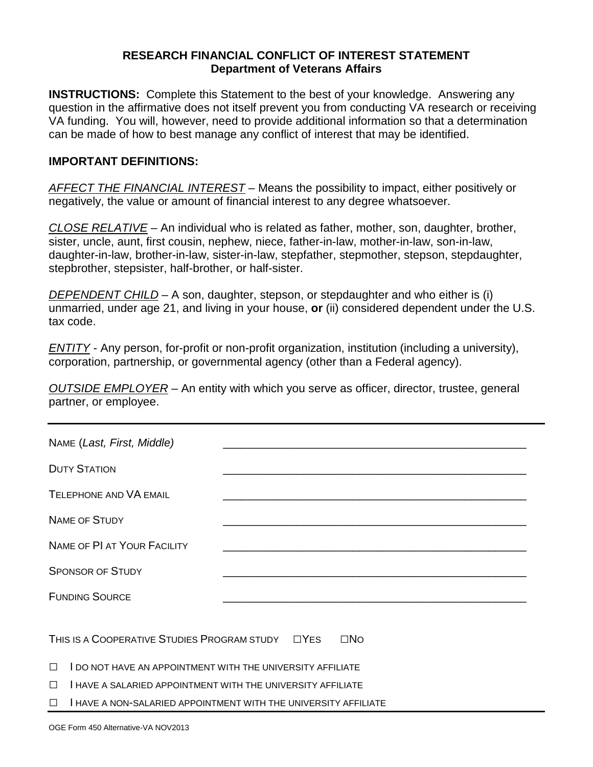# RESEARCH FINANCIAL CONFLICT OF INTEREST STATEMENT
## Department of Veterans Affairs

**INSTRUCTIONS:** Complete this Statement to the best of your knowledge. Answering any question in the affirmative does not itself prevent you from conducting VA research or receiving VA funding. You will, however, need to provide additional information so that a determination can be made of how to best manage any conflict of interest that may be identified.

**IMPORTANT DEFINITIONS:**

*AFFECT THE FINANCIAL INTEREST* – Means the possibility to impact, either positively or negatively, the value or amount of financial interest to any degree whatsoever.

*CLOSE RELATIVE* – An individual who is related as father, mother, son, daughter, brother, sister, uncle, aunt, first cousin, nephew, niece, father-in-law, mother-in-law, son-in-law, daughter-in-law, brother-in-law, sister-in-law, stepfather, stepmother, stepson, stepdaughter, stepbrother, stepsister, half-brother, or half-sister.

*DEPENDENT CHILD* – A son, daughter, stepson, or stepdaughter and who either is (i) unmarried, under age 21, and living in your house, **or** (ii) considered dependent under the U.S. tax code.

*ENTITY* - Any person, for-profit or non-profit organization, institution (including a university), corporation, partnership, or governmental agency (other than a Federal agency).

*OUTSIDE EMPLOYER* – An entity with which you serve as officer, director, trustee, general partner, or employee.

---

NAME (*Last, First, Middle)* ______________________________

DUTY STATION ______________________________

TELEPHONE AND VA EMAIL ______________________________

NAME OF STUDY ______________________________

NAME OF PI AT YOUR FACILITY ______________________________

SPONSOR OF STUDY ______________________________

FUNDING SOURCE ______________________________

THIS IS A COOPERATIVE STUDIES PROGRAM STUDY ☐YES ☐NO

☐ I DO NOT HAVE AN APPOINTMENT WITH THE UNIVERSITY AFFILIATE

☐ I HAVE A SALARIED APPOINTMENT WITH THE UNIVERSITY AFFILIATE

☐ I HAVE A NON-SALARIED APPOINTMENT WITH THE UNIVERSITY AFFILIATE

OGE Form 450 Alternative-VA NOV2013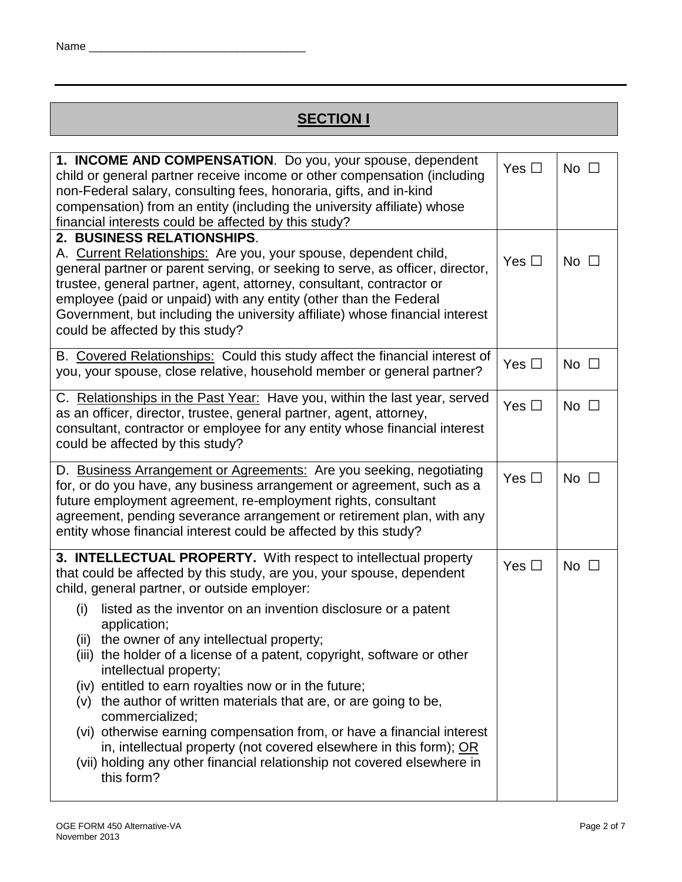Name ___________________________________

# SECTION I

| | | |
|---|---|---|
| **1. INCOME AND COMPENSATION**. Do you, your spouse, dependent child or general partner receive income or other compensation (including non-Federal salary, consulting fees, honoraria, gifts, and in-kind compensation) from an entity (including the university affiliate) whose financial interests could be affected by this study? | Yes ☐ | No ☐ |
| **2. BUSINESS RELATIONSHIPS**.<br>A. Current Relationships: Are you, your spouse, dependent child, general partner or parent serving, or seeking to serve, as officer, director, trustee, general partner, agent, attorney, consultant, contractor or employee (paid or unpaid) with any entity (other than the Federal Government, but including the university affiliate) whose financial interest could be affected by this study? | Yes ☐ | No ☐ |
| B. Covered Relationships: Could this study affect the financial interest of you, your spouse, close relative, household member or general partner? | Yes ☐ | No ☐ |
| C. Relationships in the Past Year: Have you, within the last year, served as an officer, director, trustee, general partner, agent, attorney, consultant, contractor or employee for any entity whose financial interest could be affected by this study? | Yes ☐ | No ☐ |
| D. Business Arrangement or Agreements: Are you seeking, negotiating for, or do you have, any business arrangement or agreement, such as a future employment agreement, re-employment rights, consultant agreement, pending severance arrangement or retirement plan, with any entity whose financial interest could be affected by this study? | Yes ☐ | No ☐ |
| **3. INTELLECTUAL PROPERTY.** With respect to intellectual property that could be affected by this study, are you, your spouse, dependent child, general partner, or outside employer:<br>(i) listed as the inventor on an invention disclosure or a patent application;<br>(ii) the owner of any intellectual property;<br>(iii) the holder of a license of a patent, copyright, software or other intellectual property;<br>(iv) entitled to earn royalties now or in the future;<br>(v) the author of written materials that are, or are going to be, commercialized;<br>(vi) otherwise earning compensation from, or have a financial interest in, intellectual property (not covered elsewhere in this form); OR<br>(vii) holding any other financial relationship not covered elsewhere in this form? | Yes ☐ | No ☐ |

OGE FORM 450 Alternative-VA
November 2013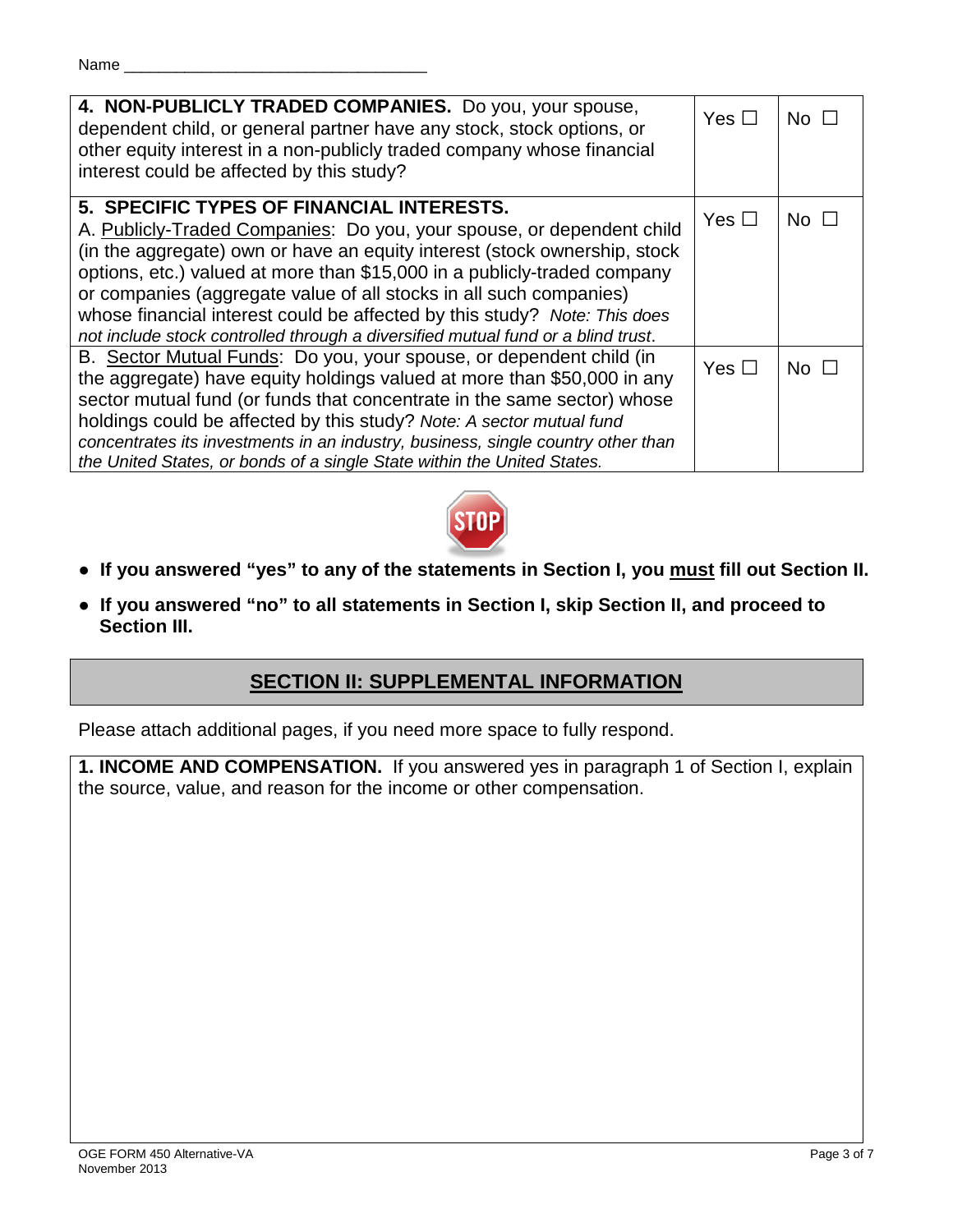Name ___________________________________

| | | |
|---|---|---|
| **4. NON-PUBLICLY TRADED COMPANIES.** Do you, your spouse, dependent child, or general partner have any stock, stock options, or other equity interest in a non-publicly traded company whose financial interest could be affected by this study? | Yes ☐ | No ☐ |
| **5. SPECIFIC TYPES OF FINANCIAL INTERESTS.** A. Publicly-Traded Companies: Do you, your spouse, or dependent child (in the aggregate) own or have an equity interest (stock ownership, stock options, etc.) valued at more than $15,000 in a publicly-traded company or companies (aggregate value of all stocks in all such companies) whose financial interest could be affected by this study? *Note: This does not include stock controlled through a diversified mutual fund or a blind trust*. | Yes ☐ | No ☐ |
| B. Sector Mutual Funds: Do you, your spouse, or dependent child (in the aggregate) have equity holdings valued at more than $50,000 in any sector mutual fund (or funds that concentrate in the same sector) whose holdings could be affected by this study? *Note: A sector mutual fund concentrates its investments in an industry, business, single country other than the United States, or bonds of a single State within the United States.* | Yes ☐ | No ☐ |

STOP

- **If you answered "yes" to any of the statements in Section I, you must fill out Section II.**
- **If you answered "no" to all statements in Section I, skip Section II, and proceed to Section III.**

## SECTION II: SUPPLEMENTAL INFORMATION

Please attach additional pages, if you need more space to fully respond.

**1. INCOME AND COMPENSATION.** If you answered yes in paragraph 1 of Section I, explain the source, value, and reason for the income or other compensation.

OGE FORM 450 Alternative-VA
November 2013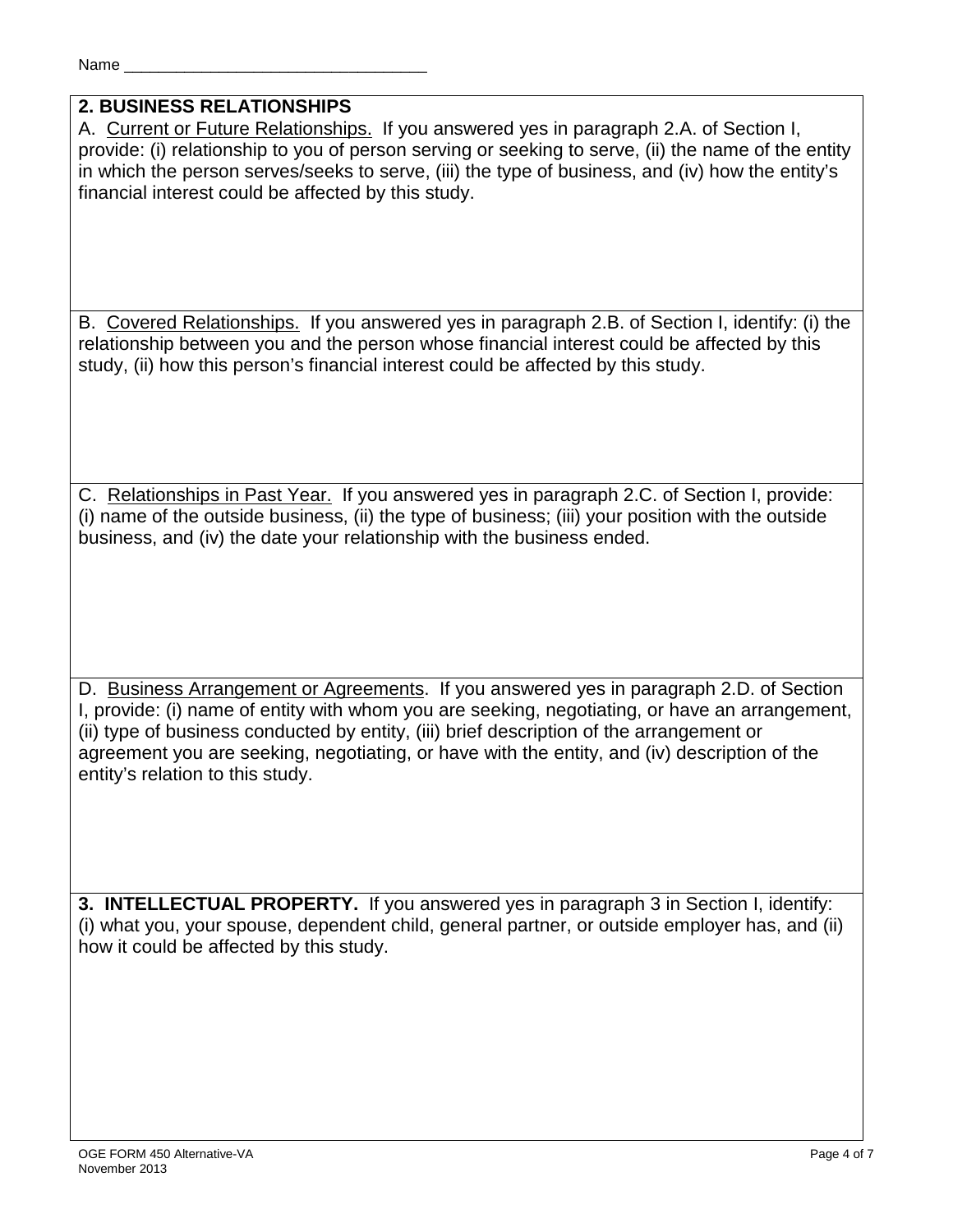Name ___________________________________

## 2. BUSINESS RELATIONSHIPS

A. <u>Current or Future Relationships.</u> If you answered yes in paragraph 2.A. of Section I, provide: (i) relationship to you of person serving or seeking to serve, (ii) the name of the entity in which the person serves/seeks to serve, (iii) the type of business, and (iv) how the entity's financial interest could be affected by this study.

B. <u>Covered Relationships.</u> If you answered yes in paragraph 2.B. of Section I, identify: (i) the relationship between you and the person whose financial interest could be affected by this study, (ii) how this person's financial interest could be affected by this study.

C. <u>Relationships in Past Year.</u> If you answered yes in paragraph 2.C. of Section I, provide: (i) name of the outside business, (ii) the type of business; (iii) your position with the outside business, and (iv) the date your relationship with the business ended.

D. <u>Business Arrangement or Agreements</u>. If you answered yes in paragraph 2.D. of Section I, provide: (i) name of entity with whom you are seeking, negotiating, or have an arrangement, (ii) type of business conducted by entity, (iii) brief description of the arrangement or agreement you are seeking, negotiating, or have with the entity, and (iv) description of the entity's relation to this study.

**3. INTELLECTUAL PROPERTY.** If you answered yes in paragraph 3 in Section I, identify: (i) what you, your spouse, dependent child, general partner, or outside employer has, and (ii) how it could be affected by this study.

OGE FORM 450 Alternative-VA
November 2013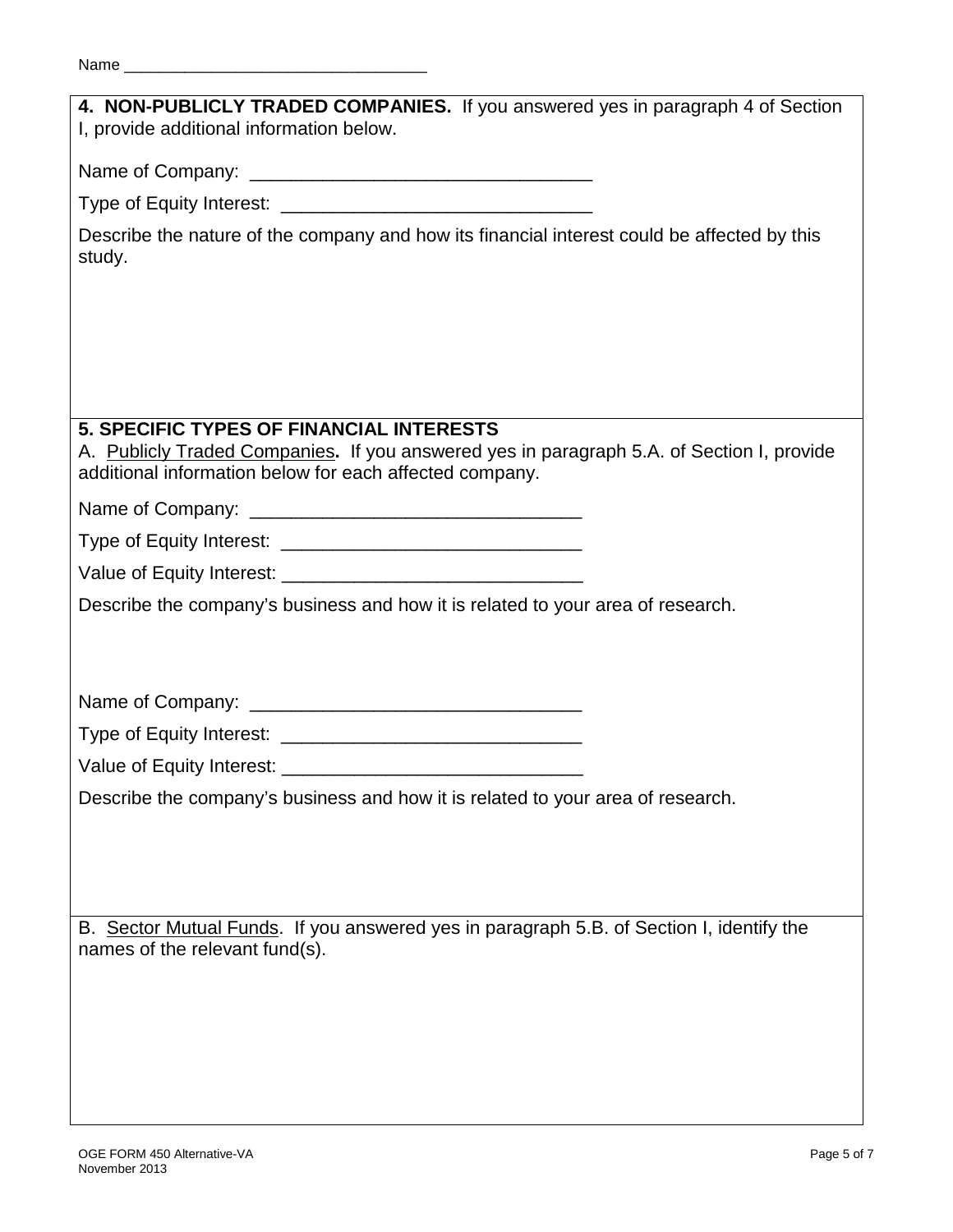Name ___________________________________

**4. NON-PUBLICLY TRADED COMPANIES.** If you answered yes in paragraph 4 of Section I, provide additional information below.

Name of Company: _________________________________

Type of Equity Interest: ______________________________

Describe the nature of the company and how its financial interest could be affected by this study.

**5. SPECIFIC TYPES OF FINANCIAL INTERESTS**

A. Publicly Traded Companies**.** If you answered yes in paragraph 5.A. of Section I, provide additional information below for each affected company.

Name of Company: ________________________________

Type of Equity Interest: _____________________________

Value of Equity Interest: _____________________________

Describe the company's business and how it is related to your area of research.

Name of Company: ________________________________

Type of Equity Interest: _____________________________

Value of Equity Interest: _____________________________

Describe the company's business and how it is related to your area of research.

B. Sector Mutual Funds. If you answered yes in paragraph 5.B. of Section I, identify the names of the relevant fund(s).

OGE FORM 450 Alternative-VA
November 2013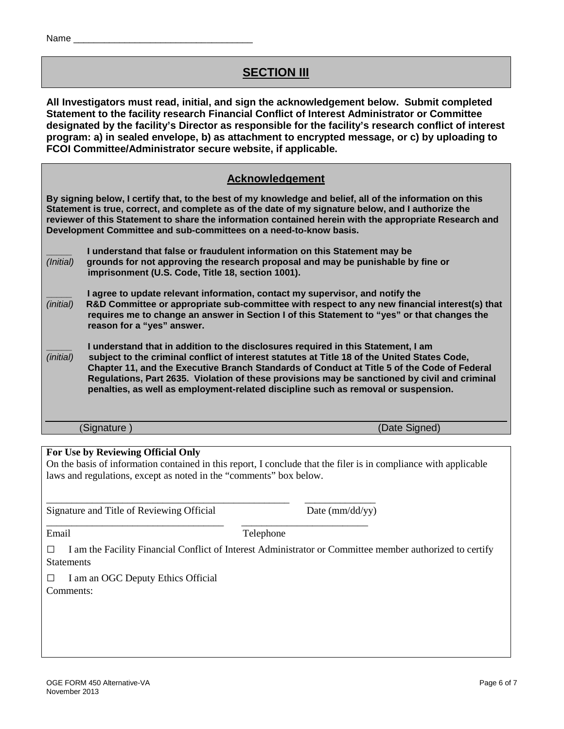Name ___________________________________

## SECTION III

**All Investigators must read, initial, and sign the acknowledgement below. Submit completed Statement to the facility research Financial Conflict of Interest Administrator or Committee designated by the facility's Director as responsible for the facility's research conflict of interest program: a) in sealed envelope, b) as attachment to encrypted message, or c) by uploading to FCOI Committee/Administrator secure website, if applicable.**

### Acknowledgement

**By signing below, I certify that, to the best of my knowledge and belief, all of the information on this Statement is true, correct, and complete as of the date of my signature below, and I authorize the reviewer of this Statement to share the information contained herein with the appropriate Research and Development Committee and sub-committees on a need-to-know basis.**

_____ *(Initial)* **I understand that false or fraudulent information on this Statement may be grounds for not approving the research proposal and may be punishable by fine or imprisonment (U.S. Code, Title 18, section 1001).**

_____ *(initial)* **I agree to update relevant information, contact my supervisor, and notify the R&D Committee or appropriate sub-committee with respect to any new financial interest(s) that requires me to change an answer in Section I of this Statement to "yes" or that changes the reason for a "yes" answer.**

_____ *(initial)* **I understand that in addition to the disclosures required in this Statement, I am subject to the criminal conflict of interest statutes at Title 18 of the United States Code, Chapter 11, and the Executive Branch Standards of Conduct at Title 5 of the Code of Federal Regulations, Part 2635. Violation of these provisions may be sanctioned by civil and criminal penalties, as well as employment-related discipline such as removal or suspension.**

___________________________________________________________________________

(Signature ) (Date Signed)

**For Use by Reviewing Official Only**

On the basis of information contained in this report, I conclude that the filer is in compliance with applicable laws and regulations, except as noted in the "comments" box below.

__________________________________________________ ______________

Signature and Title of Reviewing Official Date (mm/dd/yy)

____________________________________ __________________________

Email Telephone

☐ I am the Facility Financial Conflict of Interest Administrator or Committee member authorized to certify Statements

☐ I am an OGC Deputy Ethics Official

Comments:

OGE FORM 450 Alternative-VA
November 2013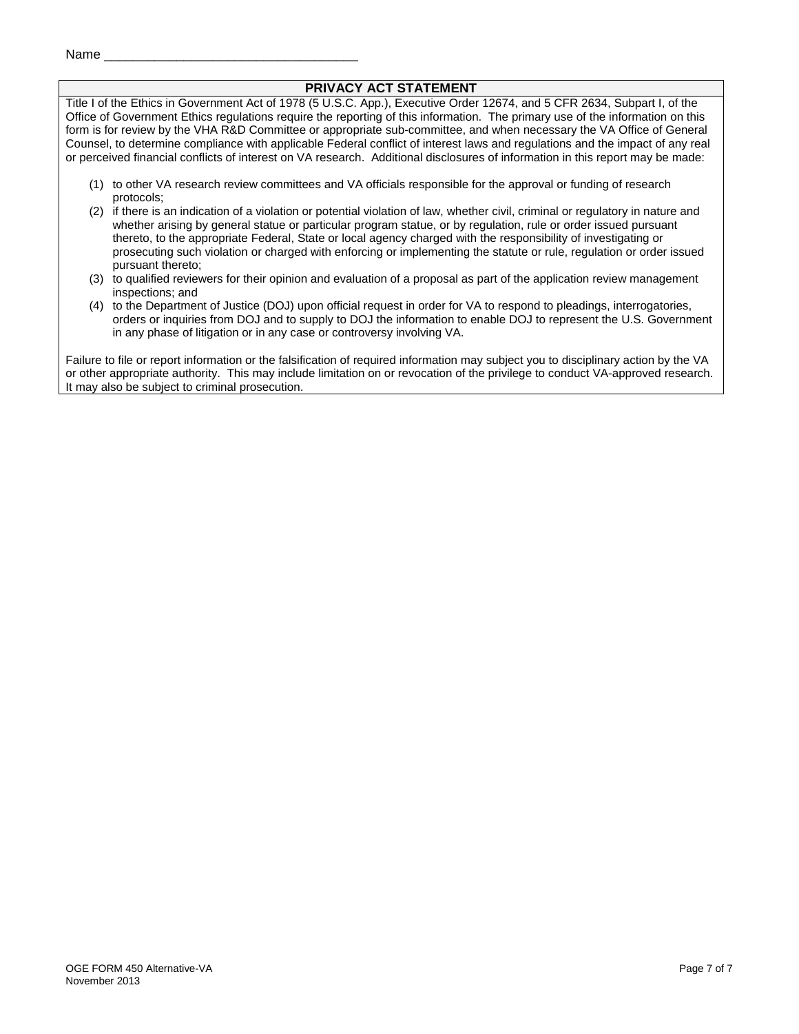Name ___________________________________

## PRIVACY ACT STATEMENT

Title I of the Ethics in Government Act of 1978 (5 U.S.C. App.), Executive Order 12674, and 5 CFR 2634, Subpart I, of the Office of Government Ethics regulations require the reporting of this information. The primary use of the information on this form is for review by the VHA R&D Committee or appropriate sub-committee, and when necessary the VA Office of General Counsel, to determine compliance with applicable Federal conflict of interest laws and regulations and the impact of any real or perceived financial conflicts of interest on VA research. Additional disclosures of information in this report may be made:

(1) to other VA research review committees and VA officials responsible for the approval or funding of research protocols;
(2) if there is an indication of a violation or potential violation of law, whether civil, criminal or regulatory in nature and whether arising by general statue or particular program statue, or by regulation, rule or order issued pursuant thereto, to the appropriate Federal, State or local agency charged with the responsibility of investigating or prosecuting such violation or charged with enforcing or implementing the statute or rule, regulation or order issued pursuant thereto;
(3) to qualified reviewers for their opinion and evaluation of a proposal as part of the application review management inspections; and
(4) to the Department of Justice (DOJ) upon official request in order for VA to respond to pleadings, interrogatories, orders or inquiries from DOJ and to supply to DOJ the information to enable DOJ to represent the U.S. Government in any phase of litigation or in any case or controversy involving VA.

Failure to file or report information or the falsification of required information may subject you to disciplinary action by the VA or other appropriate authority. This may include limitation on or revocation of the privilege to conduct VA-approved research. It may also be subject to criminal prosecution.

OGE FORM 450 Alternative-VA
November 2013